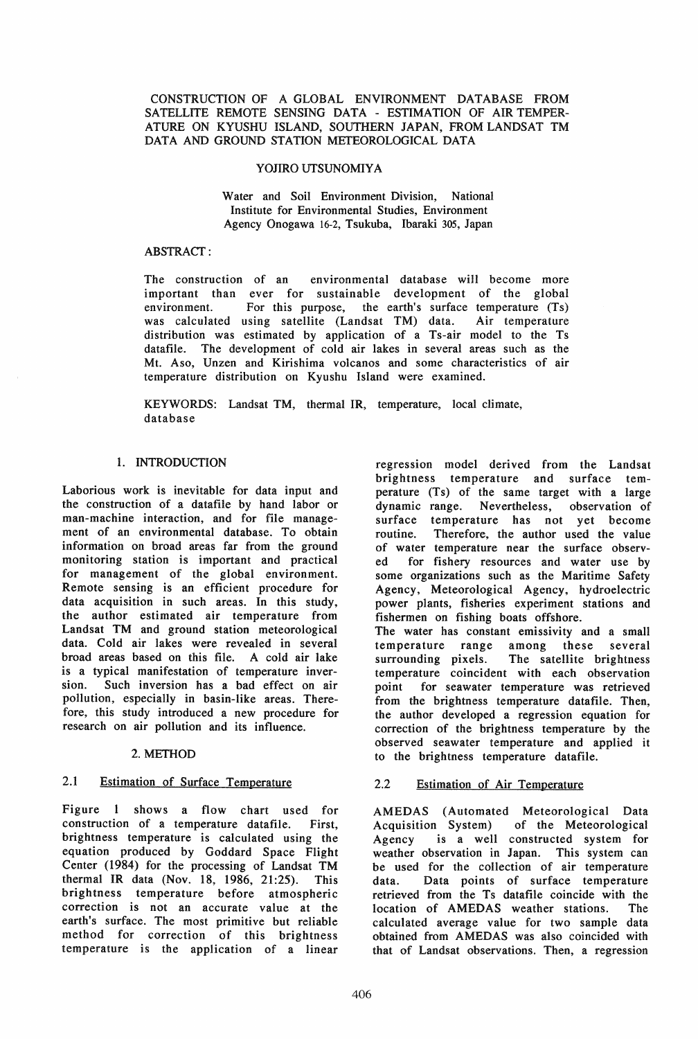# CONSTRUCTION OF A GLOBAL ENVIRONMENT DATABASE FROM SATELLITE REMOTE SENSING DATA - ESTIMATION OF AIR TEMPERATURE ON KYUSHU ISLAND, SOUTHERN JAPAN, FROM LANDSAT TM DATA AND GROUND STATION METEOROLOGICAL DATA

YOJIRO UTSUNOMIYA

Water and Soil Environment Division, National Institute for Environmental Studies, Environment Agency Onogawa 16-2, Tsukuba, Ibaraki 305, Japan

ABSTRACT:

The construction of an environmental database will become more important than ever for sustainable development of the global environment. For this purpose, the earth's surface temperature (Ts) was calculated using satellite (Landsat TM) data. Air temperature distribution was estimated by application of a Ts-air model to the Ts datafile. The development of cold air lakes in several areas such as the Mt. Aso, Unzen and Kirishima volcanos and some characteristics of air temperature distribution on Kyushu Island were examined.

KEYWORDS: Landsat TM, thermal IR, temperature, local climate, database

## 1. INTRODUCTION

Laborious work is inevitable for data input and the construction of a datafile by hand labor or man-machine interaction, and for file management of an environmental database. To obtain information on broad areas far from the ground monitoring station is important and practical for management of the global environment. Remote sensing is an efficient procedure for data acquisition in such areas. In this study, the author estimated air temperature from Landsat TM and ground station meteorological data. Cold air lakes were revealed in several broad areas based on this file. A cold air lake is a typical manifestation of temperature inversion. Such inversion has a bad effect on air pollution, especially in basin-like areas. Therefore, this study introduced a new procedure for research on air pollution and its influence.

## 2. METHOD

### 2.1 Estimation of Surface Temperature

Figure 1 shows a flow chart used for construction of a temperature datafile. First, brightness temperature is calculated using the equation produced by Goddard Space Flight Center (1984) for the processing of Landsat TM thermal IR data (Nov. 18, 1986, 21:25). This brightness temperature before atmospheric correction is not an accurate value at the earth's surface. The most primitive but reliable method for correction of this brightness temperature is the application of a linear regression model derived from the Landsat brightness temperature and surface temperature (Ts) of the same target with a large dynamic range. Nevertheless, observation of surface temperature has not yet become routine. Therefore, the author used the value of water temperature near the surface observed for fishery resources and water use by some organizations such as the Maritime Safety Agency, Meteorological Agency, hydroelectric power plants, fisheries experiment stations and fishermen on fishing boats offshore.

The water has constant emissivity and a small temperature range among these several surrounding pixels. The satellite brightness temperature coincident with each observation point for seawater temperature was retrieved from the brightness temperature datafile. Then, the author developed a regression equation for correction of the brightness temperature by the observed seawater temperature and applied it to the brightness temperature datafile.

### 2.2 Estimation of Air Temperature

AMEDAS (Automated Meteorological Data Acquisition System) of the Meteorological Agency is a well constructed system for weather observation in Japan. This system can be used for the collection of air temperature data. Data points of surface temperature retrieved from the Ts datafile coincide with the location of AMEDAS weather stations. The calculated average value for two sample data obtained from AMEDAS was also coincided with that of Landsat observations. Then, a regression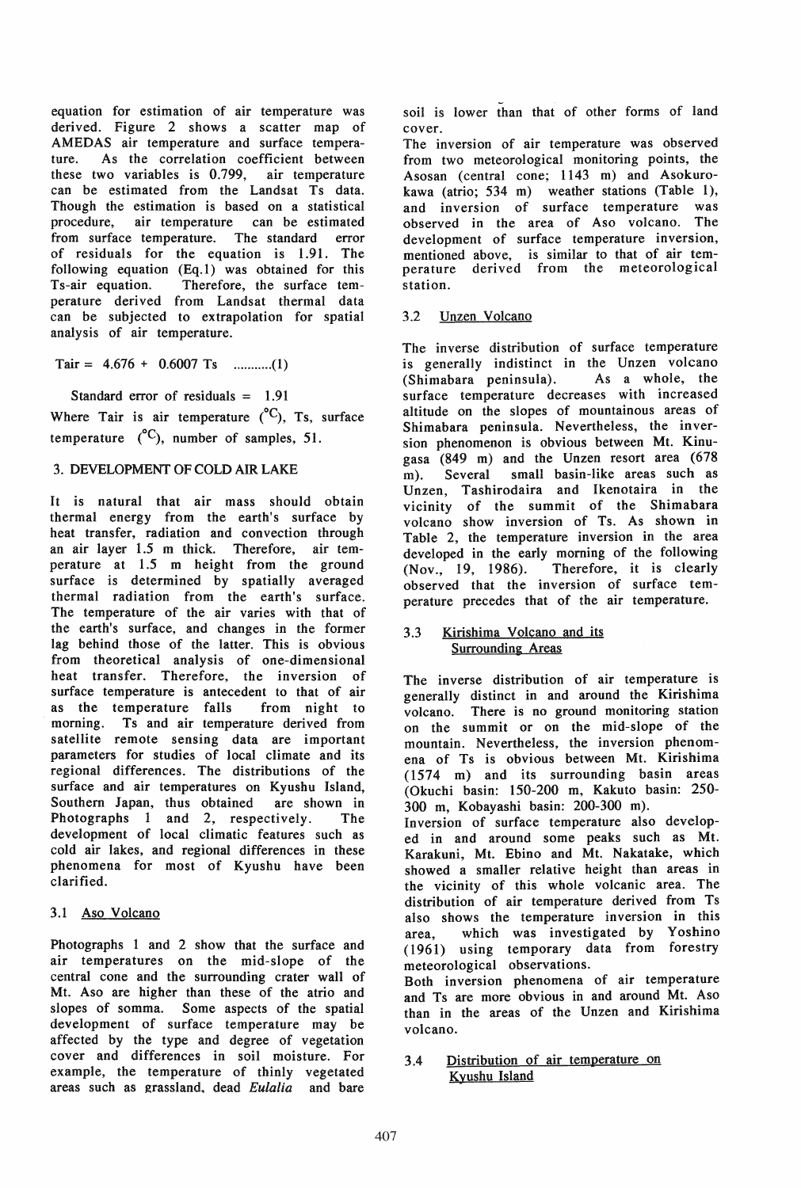equation for estimation of air temperature was derived. Figure 2 shows a scatter map of AMEDAS air temperature and surface temperature. As the correlation coefficient between these two variables is 0.799, air temperature can be estimated from the Landsat Ts data. Though the estimation is based on a statistical procedure, air temperature can be estimated from surface temperature. The standard error of residuals for the equation is 1.91. The following equation (Eq.1) was obtained for this Ts-air equation. Therefore, the surface temperature derived from Landsat thermal data can be subjected to extrapolation for spatial analysis of air temperature.

$$T_{air} = 4.676 + 0.6007\ T_s \quad \text{..........(1)}$$

Standard error of residuals = 1.91

Where Tair is air temperature (°C), Ts, surface temperature (°C), number of samples, 51.

## 3. DEVELOPMENT OF COLD AIR LAKE

It is natural that air mass should obtain thermal energy from the earth's surface by heat transfer, radiation and convection through an air layer 1.5 m thick. Therefore, air temperature at 1.5 m height from the ground surface is determined by spatially averaged thermal radiation from the earth's surface. The temperature of the air varies with that of the earth's surface, and changes in the former lag behind those of the latter. This is obvious from theoretical analysis of one-dimensional heat transfer. Therefore, the inversion of surface temperature is antecedent to that of air as the temperature falls from night to morning. Ts and air temperature derived from satellite remote sensing data are important parameters for studies of local climate and its regional differences. The distributions of the surface and air temperatures on Kyushu Island, Southern Japan, thus obtained are shown in Photographs 1 and 2, respectively. The development of local climatic features such as cold air lakes, and regional differences in these phenomena for most of Kyushu have been clarified.

### 3.1 Aso Volcano

Photographs 1 and 2 show that the surface and air temperatures on the mid-slope of the central cone and the surrounding crater wall of Mt. Aso are higher than these of the atrio and slopes of somma. Some aspects of the spatial development of surface temperature may be affected by the type and degree of vegetation cover and differences in soil moisture. For example, the temperature of thinly vegetated areas such as grassland, dead *Eulalia* and bare soil is lower than that of other forms of land cover.

The inversion of air temperature was observed from two meteorological monitoring points, the Asosan (central cone; 1143 m) and Asokurokawa (atrio; 534 m) weather stations (Table 1), and inversion of surface temperature was observed in the area of Aso volcano. The development of surface temperature inversion, mentioned above, is similar to that of air temperature derived from the meteorological station.

### 3.2 Unzen Volcano

The inverse distribution of surface temperature is generally indistinct in the Unzen volcano (Shimabara peninsula). As a whole, the surface temperature decreases with increased altitude on the slopes of mountainous areas of Shimabara peninsula. Nevertheless, the inversion phenomenon is obvious between Mt. Kinugasa (849 m) and the Unzen resort area (678 m). Several small basin-like areas such as Unzen, Tashirodaira and Ikenotaira in the vicinity of the summit of the Shimabara volcano show inversion of Ts. As shown in Table 2, the temperature inversion in the area developed in the early morning of the following (Nov., 19, 1986). Therefore, it is clearly observed that the inversion of surface temperature precedes that of the air temperature.

### 3.3 Kirishima Volcano and its Surrounding Areas

The inverse distribution of air temperature is generally distinct in and around the Kirishima volcano. There is no ground monitoring station on the summit or on the mid-slope of the mountain. Nevertheless, the inversion phenomena of Ts is obvious between Mt. Kirishima (1574 m) and its surrounding basin areas (Okuchi basin: 150-200 m, Kakuto basin: 250-300 m, Kobayashi basin: 200-300 m).

Inversion of surface temperature also developed in and around some peaks such as Mt. Karakuni, Mt. Ebino and Mt. Nakatake, which showed a smaller relative height than areas in the vicinity of this whole volcanic area. The distribution of air temperature derived from Ts also shows the temperature inversion in this area, which was investigated by Yoshino (1961) using temporary data from forestry meteorological observations.

Both inversion phenomena of air temperature and Ts are more obvious in and around Mt. Aso than in the areas of the Unzen and Kirishima volcano.

### 3.4 Distribution of air temperature on Kyushu Island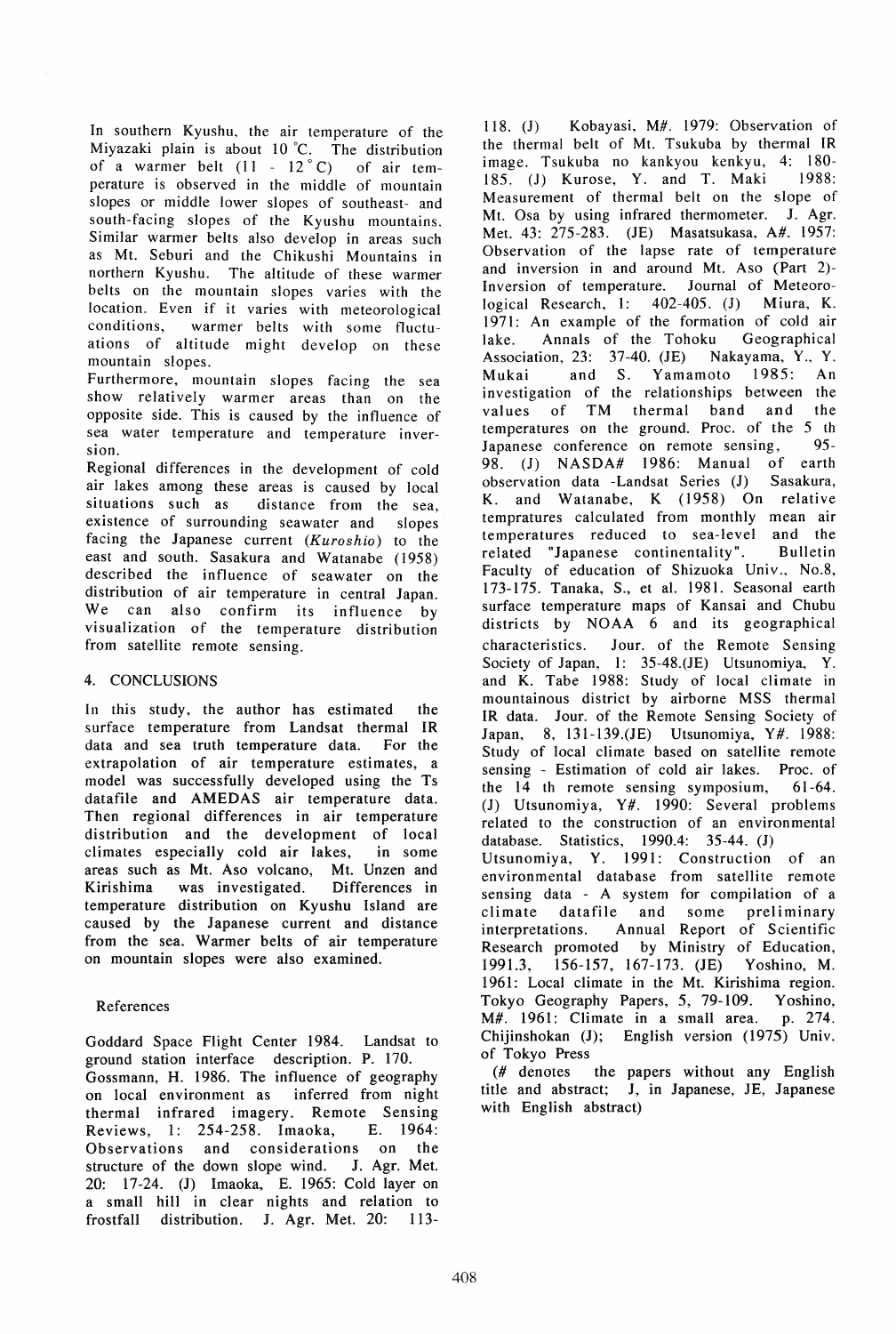In southern Kyushu, the air temperature of the Miyazaki plain is about 10 ℃. The distribution of a warmer belt (11 - 12 ℃) of air temperature is observed in the middle of mountain slopes or middle lower slopes of southeast- and south-facing slopes of the Kyushu mountains. Similar warmer belts also develop in areas such as Mt. Seburi and the Chikushi Mountains in northern Kyushu. The altitude of these warmer belts on the mountain slopes varies with the location. Even if it varies with meteorological conditions, warmer belts with some fluctuations of altitude might develop on these mountain slopes.

Furthermore, mountain slopes facing the sea show relatively warmer areas than on the opposite side. This is caused by the influence of sea water temperature and temperature inversion.

Regional differences in the development of cold air lakes among these areas is caused by local situations such as distance from the sea, existence of surrounding seawater and slopes facing the Japanese current (*Kuroshio*) to the east and south. Sasakura and Watanabe (1958) described the influence of seawater on the distribution of air temperature in central Japan. We can also confirm its influence by visualization of the temperature distribution from satellite remote sensing.

## 4. CONCLUSIONS

In this study, the author has estimated the surface temperature from Landsat thermal IR data and sea truth temperature data. For the extrapolation of air temperature estimates, a model was successfully developed using the Ts datafile and AMEDAS air temperature data. Then regional differences in air temperature distribution and the development of local climates especially cold air lakes, in some areas such as Mt. Aso volcano, Mt. Unzen and Kirishima was investigated. Differences in temperature distribution on Kyushu Island are caused by the Japanese current and distance from the sea. Warmer belts of air temperature on mountain slopes were also examined.

## References

Goddard Space Flight Center 1984. Landsat to ground station interface description. P. 170.
Gossmann, H. 1986. The influence of geography on local environment as inferred from night thermal infrared imagery. Remote Sensing Reviews, 1: 254-258. Imaoka, E. 1964: Observations and considerations on the structure of the down slope wind. J. Agr. Met. 20: 17-24. (J) Imaoka, E. 1965: Cold layer on a small hill in clear nights and relation to frostfall distribution. J. Agr. Met. 20: 113-118. (J) Kobayasi, M#. 1979: Observation of the thermal belt of Mt. Tsukuba by thermal IR image. Tsukuba no kankyou kenkyu, 4: 180-185. (J) Kurose, Y. and T. Maki 1988: Measurement of thermal belt on the slope of Mt. Osa by using infrared thermometer. J. Agr. Met. 43: 275-283. (JE) Masatsukasa, A#. 1957: Observation of the lapse rate of temperature and inversion in and around Mt. Aso (Part 2)- Inversion of temperature. Journal of Meteorological Research, 1: 402-405. (J) Miura, K. 1971: An example of the formation of cold air lake. Annals of the Tohoku Geographical Association, 23: 37-40. (JE) Nakayama, Y., Y. Mukai and S. Yamamoto 1985: An investigation of the relationships between the values of TM thermal band and the temperatures on the ground. Proc. of the 5 th Japanese conference on remote sensing, 95-98. (J) NASDA# 1986: Manual of earth observation data -Landsat Series (J) Sasakura, K. and Watanabe, K (1958) On relative tempratures calculated from monthly mean air temperatures reduced to sea-level and the related "Japanese continentality". Bulletin Faculty of education of Shizuoka Univ., No.8, 173-175. Tanaka, S., et al. 1981. Seasonal earth surface temperature maps of Kansai and Chubu districts by NOAA 6 and its geographical characteristics. Jour. of the Remote Sensing Society of Japan, 1: 35-48.(JE) Utsunomiya, Y. and K. Tabe 1988: Study of local climate in mountainous district by airborne MSS thermal IR data. Jour. of the Remote Sensing Society of Japan, 8, 131-139.(JE) Utsunomiya, Y#. 1988: Study of local climate based on satellite remote sensing - Estimation of cold air lakes. Proc. of the 14 th remote sensing symposium, 61-64. (J) Utsunomiya, Y#. 1990: Several problems related to the construction of an environmental database. Statistics, 1990.4: 35-44. (J) Utsunomiya, Y. 1991: Construction of an environmental database from satellite remote sensing data - A system for compilation of a climate datafile and some preliminary interpretations. Annual Report of Scientific Research promoted by Ministry of Education, 1991.3, 156-157, 167-173. (JE) Yoshino, M. 1961: Local climate in the Mt. Kirishima region. Tokyo Geography Papers, 5, 79-109. Yoshino, M#. 1961: Climate in a small area. p. 274. Chijinshokan (J); English version (1975) Univ. of Tokyo Press

(# denotes the papers without any English title and abstract; J, in Japanese, JE, Japanese with English abstract)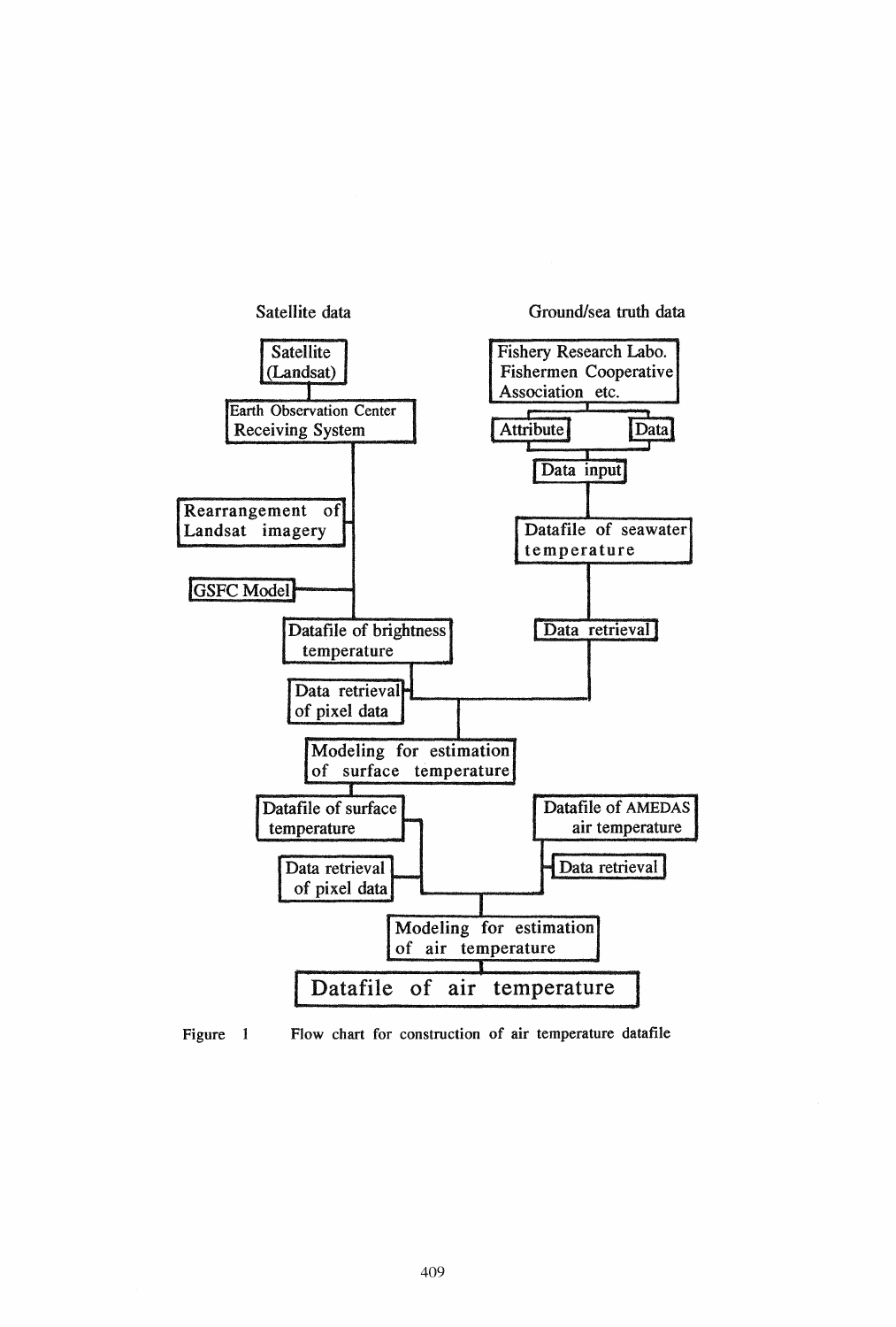Satellite data

Ground/sea truth data

Satellite (Landsat)

Earth Observation Center Receiving System

Rearrangement of Landsat imagery

GSFC Model

Datafile of brightness temperature

Data retrieval of pixel data

Fishery Research Labo. Fishermen Cooperative Association etc.

Attribute

Data

Data input

Datafile of seawater temperature

Data retrieval

Modeling for estimation of surface temperature

Datafile of surface temperature

Data retrieval of pixel data

Datafile of AMEDAS air temperature

Data retrieval

Modeling for estimation of air temperature

Datafile of air temperature

Figure 1 Flow chart for construction of air temperature datafile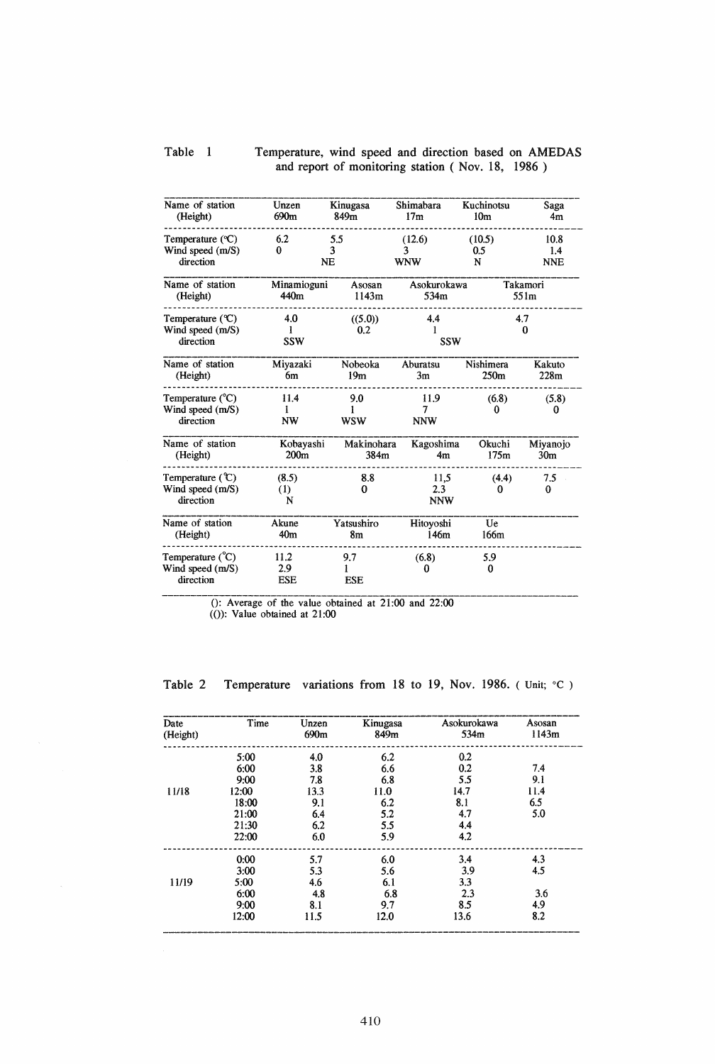Table 1 Temperature, wind speed and direction based on AMEDAS and report of monitoring station ( Nov. 18, 1986 )

| Name of station (Height) | Unzen 690m | Kinugasa 849m | Shimabara 17m | Kuchinotsu 10m | Saga 4m |
|---|---|---|---|---|---|
| Temperature (℃) | 6.2 | 5.5 | (12.6) | (10.5) | 10.8 |
| Wind speed (m/S) | 0 | 3 | 3 | 0.5 | 1.4 |
| direction | | NE | WNW | N | NNE |

| Name of station (Height) | Minamioguni 440m | Asosan 1143m | Asokurokawa 534m | Takamori 551m |
|---|---|---|---|---|
| Temperature (℃) | 4.0 | ((5.0)) | 4.4 | 4.7 |
| Wind speed (m/S) | 1 | 0.2 | 1 | 0 |
| direction | SSW | | SSW | |

| Name of station (Height) | Miyazaki 6m | Nobeoka 19m | Aburatsu 3m | Nishimera 250m | Kakuto 228m |
|---|---|---|---|---|---|
| Temperature (°C) | 11.4 | 9.0 | 11.9 | (6.8) | (5.8) |
| Wind speed (m/S) | 1 | 1 | 7 | 0 | 0 |
| direction | NW | WSW | NNW | | |

| Name of station (Height) | Kobayashi 200m | Makinohara 384m | Kagoshima 4m | Okuchi 175m | Miyanojo 30m |
|---|---|---|---|---|---|
| Temperature (℃) | (8.5) | 8.8 | 11,5 | (4.4) | 7.5 |
| Wind speed (m/S) | (1) | 0 | 2.3 | 0 | 0 |
| direction | N | | NNW | | |

| Name of station (Height) | Akune 40m | Yatsushiro 8m | Hitoyoshi 146m | Ue 166m |
|---|---|---|---|---|
| Temperature (°C) | 11.2 | 9.7 | (6.8) | 5.9 |
| Wind speed (m/S) | 2.9 | 1 | 0 | 0 |
| direction | ESE | ESE | | |

(): Average of the value obtained at 21:00 and 22:00
(()): Value obtained at 21:00

Table 2 Temperature variations from 18 to 19, Nov. 1986. ( Unit; °C )

| Date (Height) | Time | Unzen 690m | Kinugasa 849m | Asokurokawa 534m | Asosan 1143m |
|---|---|---|---|---|---|
| 11/18 | 5:00 | 4.0 | 6.2 | 0.2 | |
| | 6:00 | 3.8 | 6.6 | 0.2 | 7.4 |
| | 9:00 | 7.8 | 6.8 | 5.5 | 9.1 |
| | 12:00 | 13.3 | 11.0 | 14.7 | 11.4 |
| | 18:00 | 9.1 | 6.2 | 8.1 | 6.5 |
| | 21:00 | 6.4 | 5.2 | 4.7 | 5.0 |
| | 21:30 | 6.2 | 5.5 | 4.4 | |
| | 22:00 | 6.0 | 5.9 | 4.2 | |
| 11/19 | 0:00 | 5.7 | 6.0 | 3.4 | 4.3 |
| | 3:00 | 5.3 | 5.6 | 3.9 | 4.5 |
| | 5:00 | 4.6 | 6.1 | 3.3 | |
| | 6:00 | 4.8 | 6.8 | 2.3 | 3.6 |
| | 9:00 | 8.1 | 9.7 | 8.5 | 4.9 |
| | 12:00 | 11.5 | 12.0 | 13.6 | 8.2 |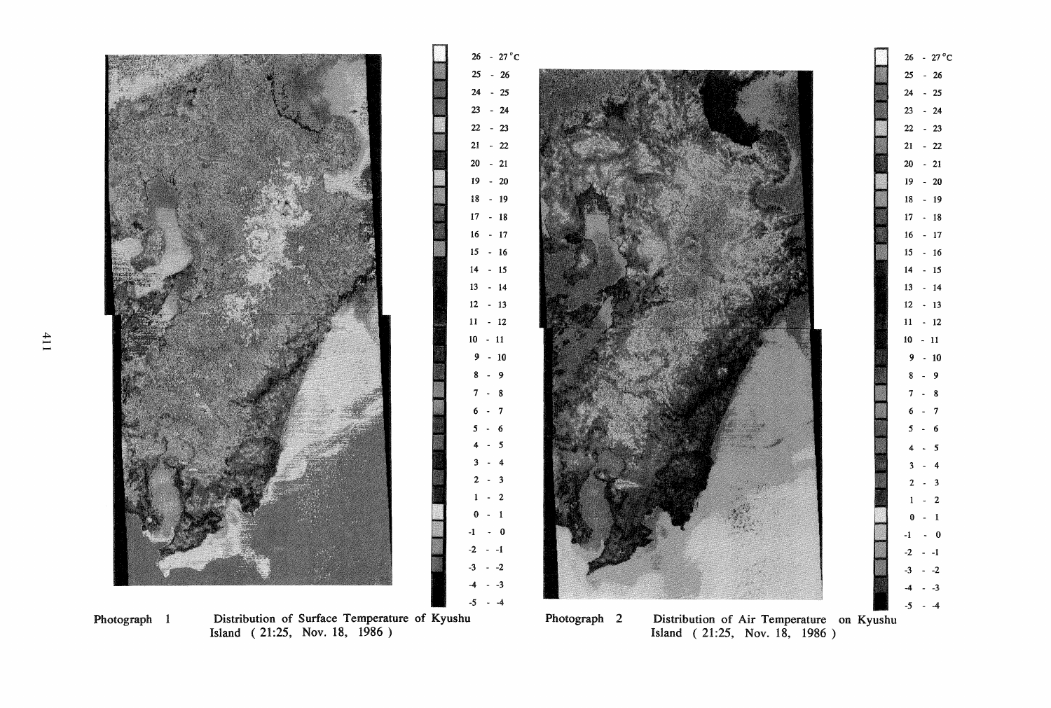26 - 27°C
25 - 26
24 - 25
23 - 24
22 - 23
21 - 22
20 - 21
19 - 20
18 - 19
17 - 18
16 - 17
15 - 16
14 - 15
13 - 14
12 - 13
11 - 12
10 - 11
9 - 10
8 - 9
7 - 8
6 - 7
5 - 6
4 - 5
3 - 4
2 - 3
1 - 2
0 - 1
-1 - 0
-2 - -1
-3 - -2
-4 - -3
-5 - -4

Photograph 1 Distribution of Surface Temperature of Kyushu Island ( 21:25, Nov. 18, 1986 )

26 - 27°C
25 - 26
24 - 25
23 - 24
22 - 23
21 - 22
20 - 21
19 - 20
18 - 19
17 - 18
16 - 17
15 - 16
14 - 15
13 - 14
12 - 13
11 - 12
10 - 11
9 - 10
8 - 9
7 - 8
6 - 7
5 - 6
4 - 5
3 - 4
2 - 3
1 - 2
0 - 1
-1 - 0
-2 - -1
-3 - -2
-4 - -3
-5 - -4

Photograph 2 Distribution of Air Temperature on Kyushu Island ( 21:25, Nov. 18, 1986 )